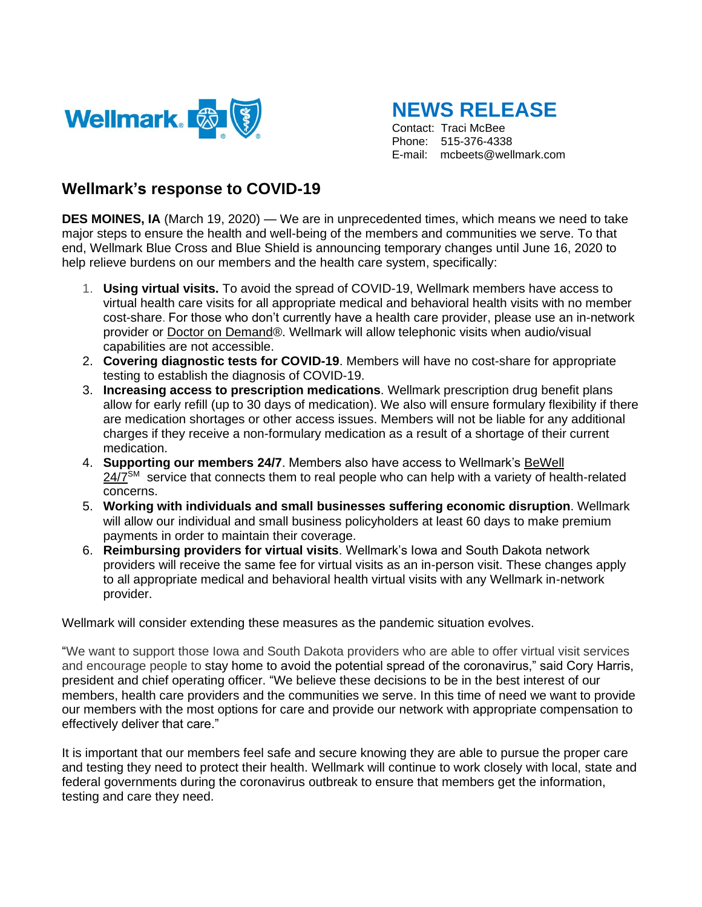Wellmark

# NEWS RELEASE

Contact: Traci McBee
Phone: 515-376-4338
E-mail: mcbeets@wellmark.com

## Wellmark's response to COVID-19

**DES MOINES, IA** (March 19, 2020) — We are in unprecedented times, which means we need to take major steps to ensure the health and well-being of the members and communities we serve. To that end, Wellmark Blue Cross and Blue Shield is announcing temporary changes until June 16, 2020 to help relieve burdens on our members and the health care system, specifically:

1. **Using virtual visits.** To avoid the spread of COVID-19, Wellmark members have access to virtual health care visits for all appropriate medical and behavioral health visits with no member cost-share. For those who don't currently have a health care provider, please use an in-network provider or Doctor on Demand®. Wellmark will allow telephonic visits when audio/visual capabilities are not accessible.
2. **Covering diagnostic tests for COVID-19**. Members will have no cost-share for appropriate testing to establish the diagnosis of COVID-19.
3. **Increasing access to prescription medications**. Wellmark prescription drug benefit plans allow for early refill (up to 30 days of medication). We also will ensure formulary flexibility if there are medication shortages or other access issues. Members will not be liable for any additional charges if they receive a non-formulary medication as a result of a shortage of their current medication.
4. **Supporting our members 24/7**. Members also have access to Wellmark's BeWell 24/7[SM] service that connects them to real people who can help with a variety of health-related concerns.
5. **Working with individuals and small businesses suffering economic disruption**. Wellmark will allow our individual and small business policyholders at least 60 days to make premium payments in order to maintain their coverage.
6. **Reimbursing providers for virtual visits**. Wellmark's Iowa and South Dakota network providers will receive the same fee for virtual visits as an in-person visit. These changes apply to all appropriate medical and behavioral health virtual visits with any Wellmark in-network provider.

Wellmark will consider extending these measures as the pandemic situation evolves.

"We want to support those Iowa and South Dakota providers who are able to offer virtual visit services and encourage people to stay home to avoid the potential spread of the coronavirus," said Cory Harris, president and chief operating officer. "We believe these decisions to be in the best interest of our members, health care providers and the communities we serve. In this time of need we want to provide our members with the most options for care and provide our network with appropriate compensation to effectively deliver that care."

It is important that our members feel safe and secure knowing they are able to pursue the proper care and testing they need to protect their health. Wellmark will continue to work closely with local, state and federal governments during the coronavirus outbreak to ensure that members get the information, testing and care they need.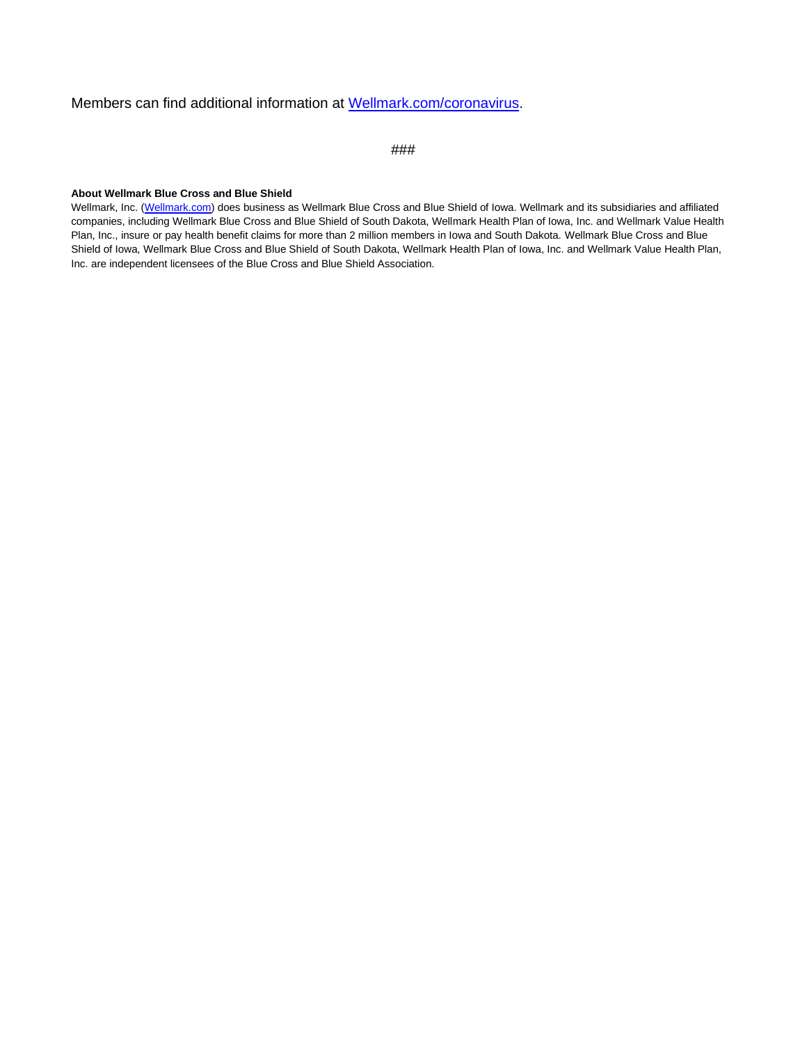Members can find additional information at [Wellmark.com/coronavirus](Wellmark.com/coronavirus).

###

**About Wellmark Blue Cross and Blue Shield**

Wellmark, Inc. ([Wellmark.com](Wellmark.com)) does business as Wellmark Blue Cross and Blue Shield of Iowa. Wellmark and its subsidiaries and affiliated companies, including Wellmark Blue Cross and Blue Shield of South Dakota, Wellmark Health Plan of Iowa, Inc. and Wellmark Value Health Plan, Inc., insure or pay health benefit claims for more than 2 million members in Iowa and South Dakota. Wellmark Blue Cross and Blue Shield of Iowa, Wellmark Blue Cross and Blue Shield of South Dakota, Wellmark Health Plan of Iowa, Inc. and Wellmark Value Health Plan, Inc. are independent licensees of the Blue Cross and Blue Shield Association.